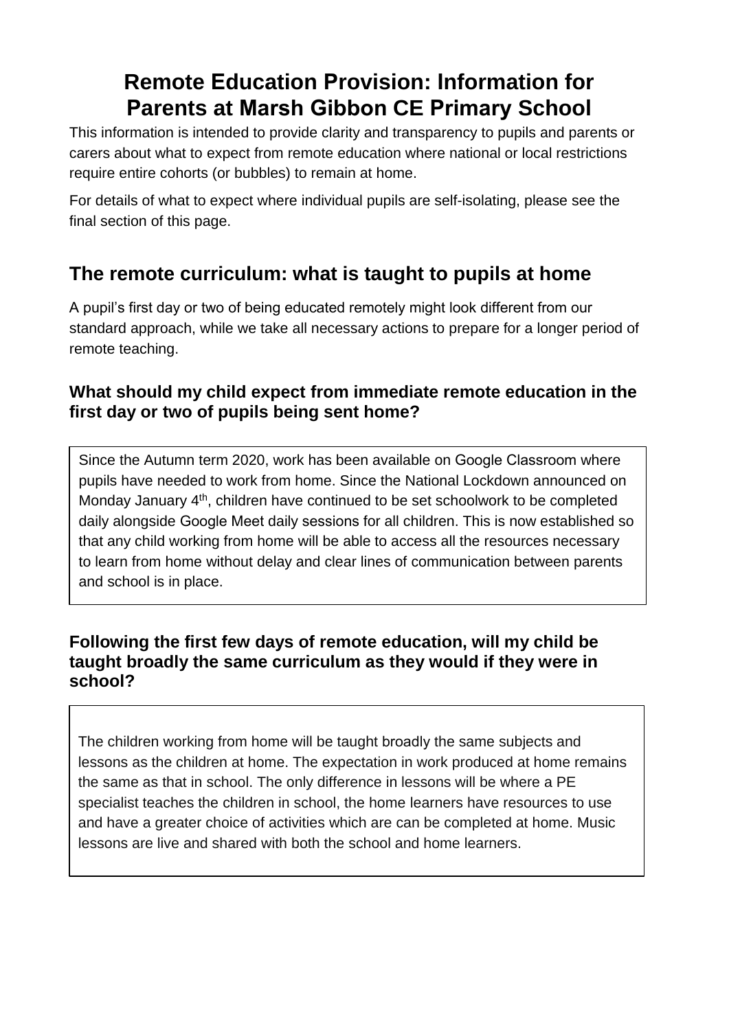# Remote Education Provision: Information for Parents at Marsh Gibbon CE Primary School

This information is intended to provide clarity and transparency to pupils and parents or carers about what to expect from remote education where national or local restrictions require entire cohorts (or bubbles) to remain at home.

For details of what to expect where individual pupils are self-isolating, please see the final section of this page.

## The remote curriculum: what is taught to pupils at home

A pupil's first day or two of being educated remotely might look different from our standard approach, while we take all necessary actions to prepare for a longer period of remote teaching.

### What should my child expect from immediate remote education in the first day or two of pupils being sent home?

Since the Autumn term 2020, work has been available on Google Classroom where pupils have needed to work from home. Since the National Lockdown announced on Monday January 4th, children have continued to be set schoolwork to be completed daily alongside Google Meet daily sessions for all children. This is now established so that any child working from home will be able to access all the resources necessary to learn from home without delay and clear lines of communication between parents and school is in place.

### Following the first few days of remote education, will my child be taught broadly the same curriculum as they would if they were in school?

The children working from home will be taught broadly the same subjects and lessons as the children at home. The expectation in work produced at home remains the same as that in school. The only difference in lessons will be where a PE specialist teaches the children in school, the home learners have resources to use and have a greater choice of activities which are can be completed at home. Music lessons are live and shared with both the school and home learners.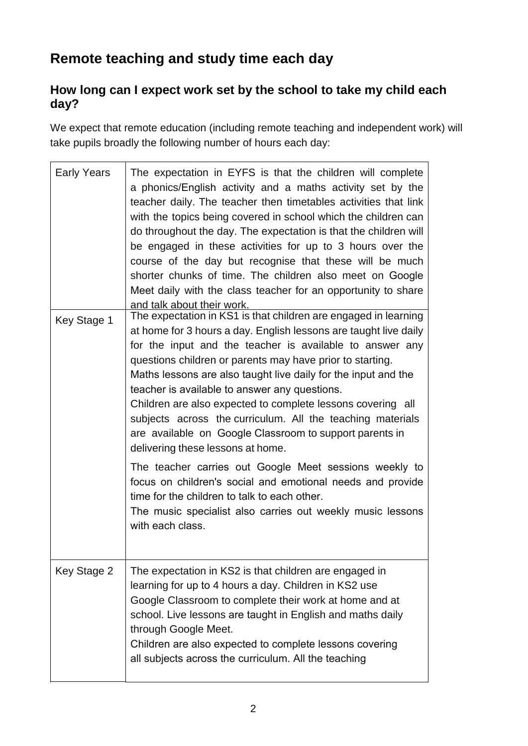## Remote teaching and study time each day

### How long can I expect work set by the school to take my child each day?

We expect that remote education (including remote teaching and independent work) will take pupils broadly the following number of hours each day:

| | |
|---|---|
| Early Years | The expectation in EYFS is that the children will complete a phonics/English activity and a maths activity set by the teacher daily. The teacher then timetables activities that link with the topics being covered in school which the children can do throughout the day. The expectation is that the children will be engaged in these activities for up to 3 hours over the course of the day but recognise that these will be much shorter chunks of time. The children also meet on Google Meet daily with the class teacher for an opportunity to share and talk about their work. |
| Key Stage 1 | The expectation in KS1 is that children are engaged in learning at home for 3 hours a day. English lessons are taught live daily for the input and the teacher is available to answer any questions children or parents may have prior to starting.<br>Maths lessons are also taught live daily for the input and the teacher is available to answer any questions.<br>Children are also expected to complete lessons covering all subjects across the curriculum. All the teaching materials are available on Google Classroom to support parents in delivering these lessons at home.<br><br>The teacher carries out Google Meet sessions weekly to focus on children's social and emotional needs and provide time for the children to talk to each other.<br>The music specialist also carries out weekly music lessons with each class. |
| Key Stage 2 | The expectation in KS2 is that children are engaged in learning for up to 4 hours a day. Children in KS2 use Google Classroom to complete their work at home and at school. Live lessons are taught in English and maths daily through Google Meet.<br>Children are also expected to complete lessons covering all subjects across the curriculum. All the teaching |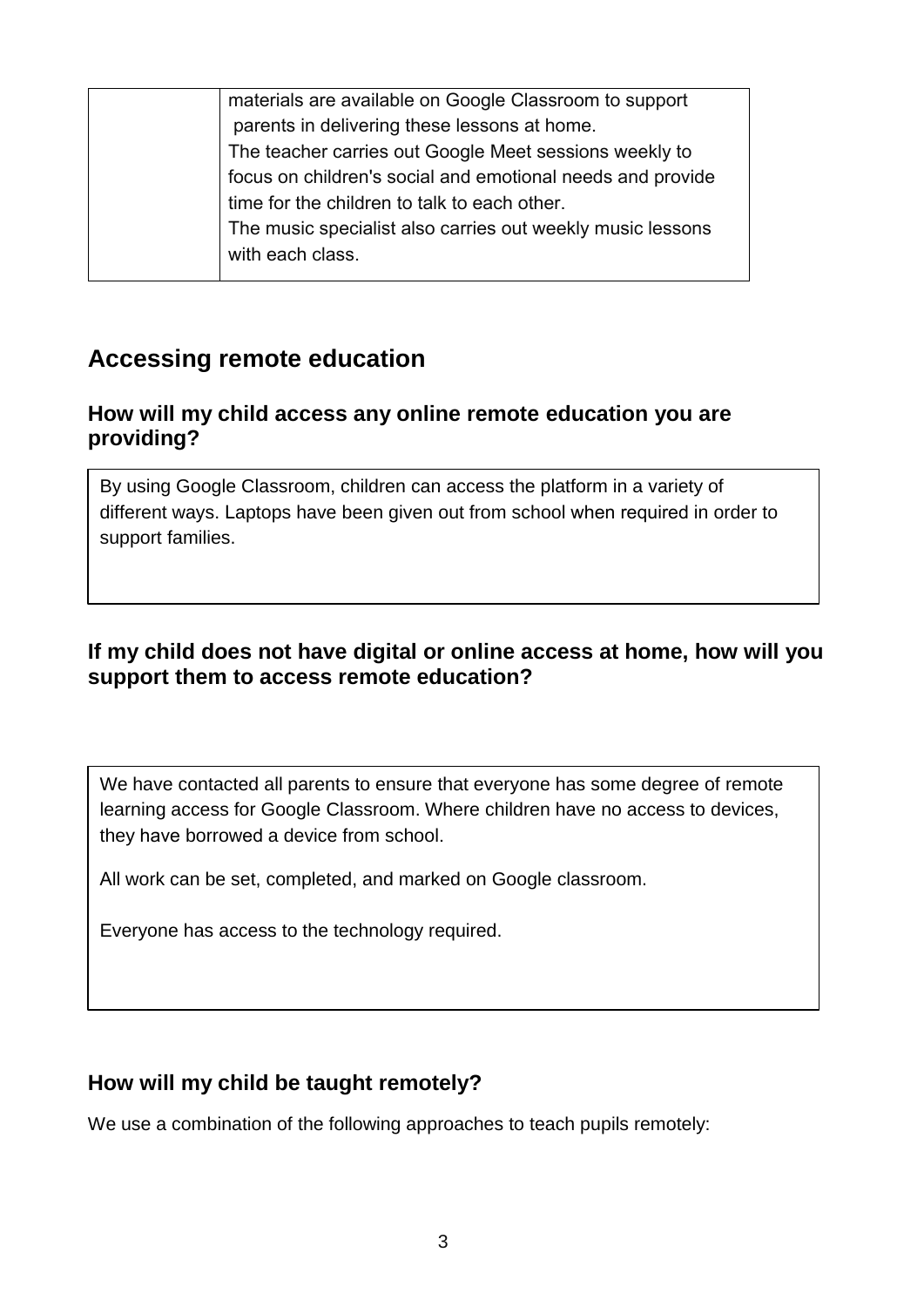| | |
|---|---|
| | materials are available on Google Classroom to support parents in delivering these lessons at home. The teacher carries out Google Meet sessions weekly to focus on children's social and emotional needs and provide time for the children to talk to each other. The music specialist also carries out weekly music lessons with each class. |

## Accessing remote education

### How will my child access any online remote education you are providing?

By using Google Classroom, children can access the platform in a variety of different ways. Laptops have been given out from school when required in order to support families.

### If my child does not have digital or online access at home, how will you support them to access remote education?

We have contacted all parents to ensure that everyone has some degree of remote learning access for Google Classroom. Where children have no access to devices, they have borrowed a device from school.

All work can be set, completed, and marked on Google classroom.

Everyone has access to the technology required.

### How will my child be taught remotely?

We use a combination of the following approaches to teach pupils remotely: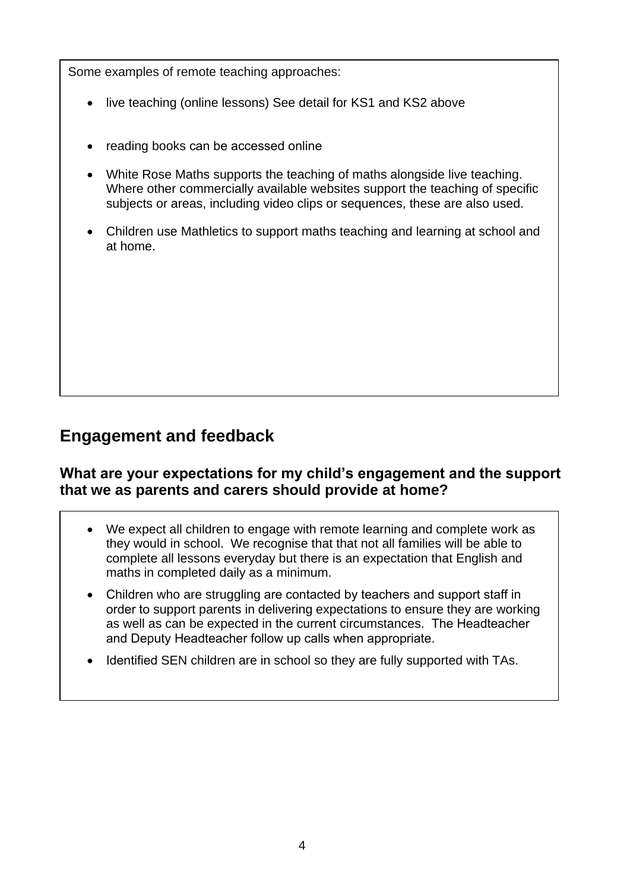Some examples of remote teaching approaches:

- live teaching (online lessons) See detail for KS1 and KS2 above
- reading books can be accessed online
- White Rose Maths supports the teaching of maths alongside live teaching. Where other commercially available websites support the teaching of specific subjects or areas, including video clips or sequences, these are also used.
- Children use Mathletics to support maths teaching and learning at school and at home.

## Engagement and feedback

### What are your expectations for my child's engagement and the support that we as parents and carers should provide at home?

- We expect all children to engage with remote learning and complete work as they would in school. We recognise that that not all families will be able to complete all lessons everyday but there is an expectation that English and maths in completed daily as a minimum.
- Children who are struggling are contacted by teachers and support staff in order to support parents in delivering expectations to ensure they are working as well as can be expected in the current circumstances. The Headteacher and Deputy Headteacher follow up calls when appropriate.
- Identified SEN children are in school so they are fully supported with TAs.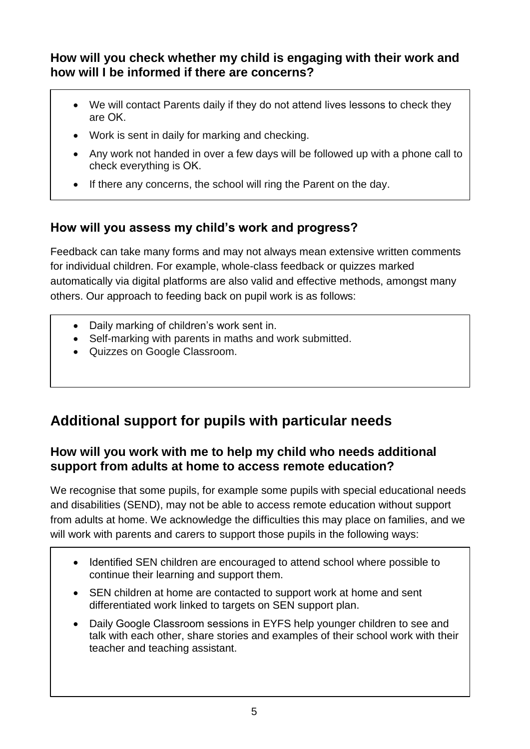### How will you check whether my child is engaging with their work and how will I be informed if there are concerns?

- We will contact Parents daily if they do not attend lives lessons to check they are OK.
- Work is sent in daily for marking and checking.
- Any work not handed in over a few days will be followed up with a phone call to check everything is OK.
- If there any concerns, the school will ring the Parent on the day.

### How will you assess my child's work and progress?

Feedback can take many forms and may not always mean extensive written comments for individual children. For example, whole-class feedback or quizzes marked automatically via digital platforms are also valid and effective methods, amongst many others. Our approach to feeding back on pupil work is as follows:

- Daily marking of children's work sent in.
- Self-marking with parents in maths and work submitted.
- Quizzes on Google Classroom.

## Additional support for pupils with particular needs

### How will you work with me to help my child who needs additional support from adults at home to access remote education?

We recognise that some pupils, for example some pupils with special educational needs and disabilities (SEND), may not be able to access remote education without support from adults at home. We acknowledge the difficulties this may place on families, and we will work with parents and carers to support those pupils in the following ways:

- Identified SEN children are encouraged to attend school where possible to continue their learning and support them.
- SEN children at home are contacted to support work at home and sent differentiated work linked to targets on SEN support plan.
- Daily Google Classroom sessions in EYFS help younger children to see and talk with each other, share stories and examples of their school work with their teacher and teaching assistant.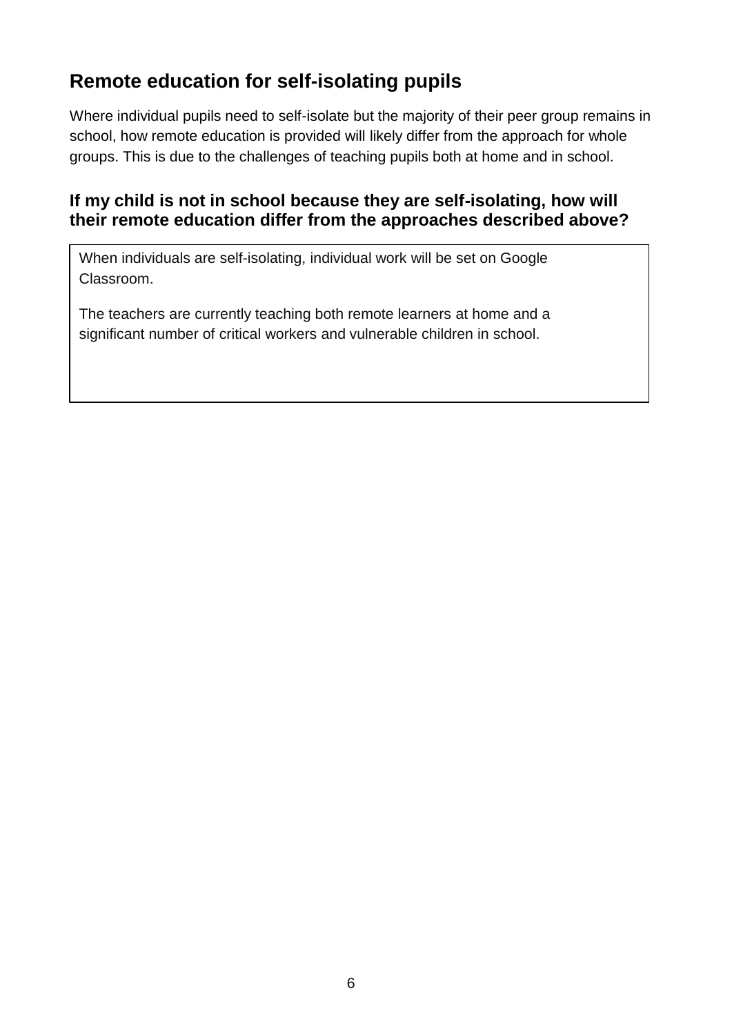## Remote education for self-isolating pupils

Where individual pupils need to self-isolate but the majority of their peer group remains in school, how remote education is provided will likely differ from the approach for whole groups. This is due to the challenges of teaching pupils both at home and in school.

### If my child is not in school because they are self-isolating, how will their remote education differ from the approaches described above?

When individuals are self-isolating, individual work will be set on Google Classroom.

The teachers are currently teaching both remote learners at home and a significant number of critical workers and vulnerable children in school.